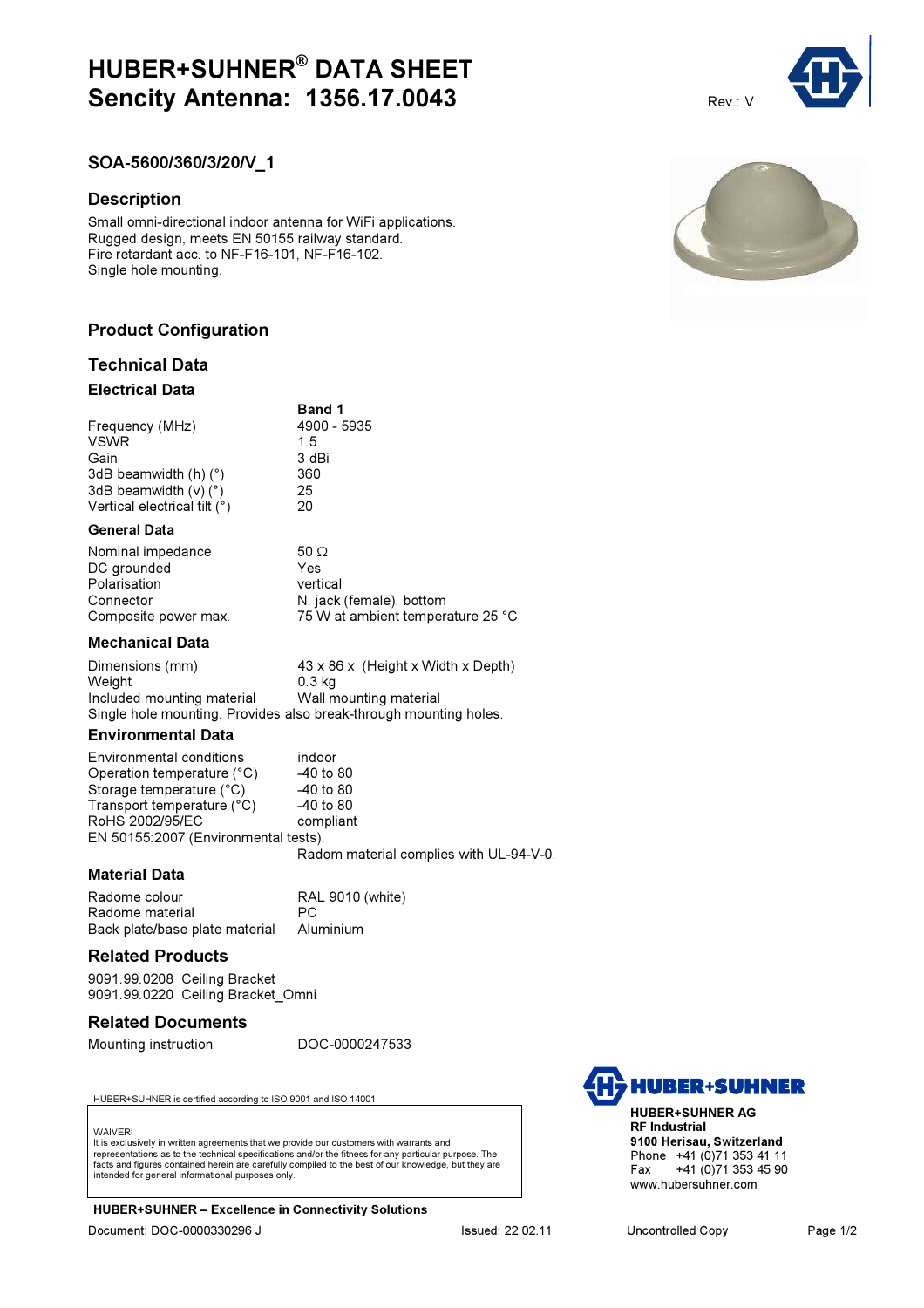# HUBER+SUHNER® DATA SHEET
# Sencity Antenna: 1356.17.0043

Rev.: V

## SOA-5600/360/3/20/V_1

## Description

Small omni-directional indoor antenna for WiFi applications.
Rugged design, meets EN 50155 railway standard.
Fire retardant acc. to NF-F16-101, NF-F16-102.
Single hole mounting.

## Product Configuration

## Technical Data

### Electrical Data

| | Band 1 |
|---|---|
| Frequency (MHz) | 4900 - 5935 |
| VSWR | 1.5 |
| Gain | 3 dBi |
| 3dB beamwidth (h) (°) | 360 |
| 3dB beamwidth (v) (°) | 25 |
| Vertical electrical tilt (°) | 20 |

### General Data

| | |
|---|---|
| Nominal impedance | 50 Ω |
| DC grounded | Yes |
| Polarisation | vertical |
| Connector | N, jack (female), bottom |
| Composite power max. | 75 W at ambient temperature 25 °C |

### Mechanical Data

| | |
|---|---|
| Dimensions (mm) | 43 x 86 x (Height x Width x Depth) |
| Weight | 0.3 kg |
| Included mounting material | Wall mounting material |

Single hole mounting. Provides also break-through mounting holes.

### Environmental Data

| | |
|---|---|
| Environmental conditions | indoor |
| Operation temperature (°C) | -40 to 80 |
| Storage temperature (°C) | -40 to 80 |
| Transport temperature (°C) | -40 to 80 |
| RoHS 2002/95/EC | compliant |

EN 50155:2007 (Environmental tests).
Radom material complies with UL-94-V-0.

### Material Data

| | |
|---|---|
| Radome colour | RAL 9010 (white) |
| Radome material | PC |
| Back plate/base plate material | Aluminium |

## Related Products

9091.99.0208 Ceiling Bracket
9091.99.0220 Ceiling Bracket_Omni

## Related Documents

| | |
|---|---|
| Mounting instruction | DOC-0000247533 |

HUBER+SUHNER is certified according to ISO 9001 and ISO 14001

WAIVER!
It is exclusively in written agreements that we provide our customers with warrants and representations as to the technical specifications and/or the fitness for any particular purpose. The facts and figures contained herein are carefully compiled to the best of our knowledge, but they are intended for general informational purposes only.

**HUBER+SUHNER – Excellence in Connectivity Solutions**

**HUBER+SUHNER AG**
**RF Industrial**
**9100 Herisau, Switzerland**
Phone +41 (0)71 353 41 11
Fax +41 (0)71 353 45 90
www.hubersuhner.com

Document: DOC-0000330296 J Issued: 22.02.11 Uncontrolled Copy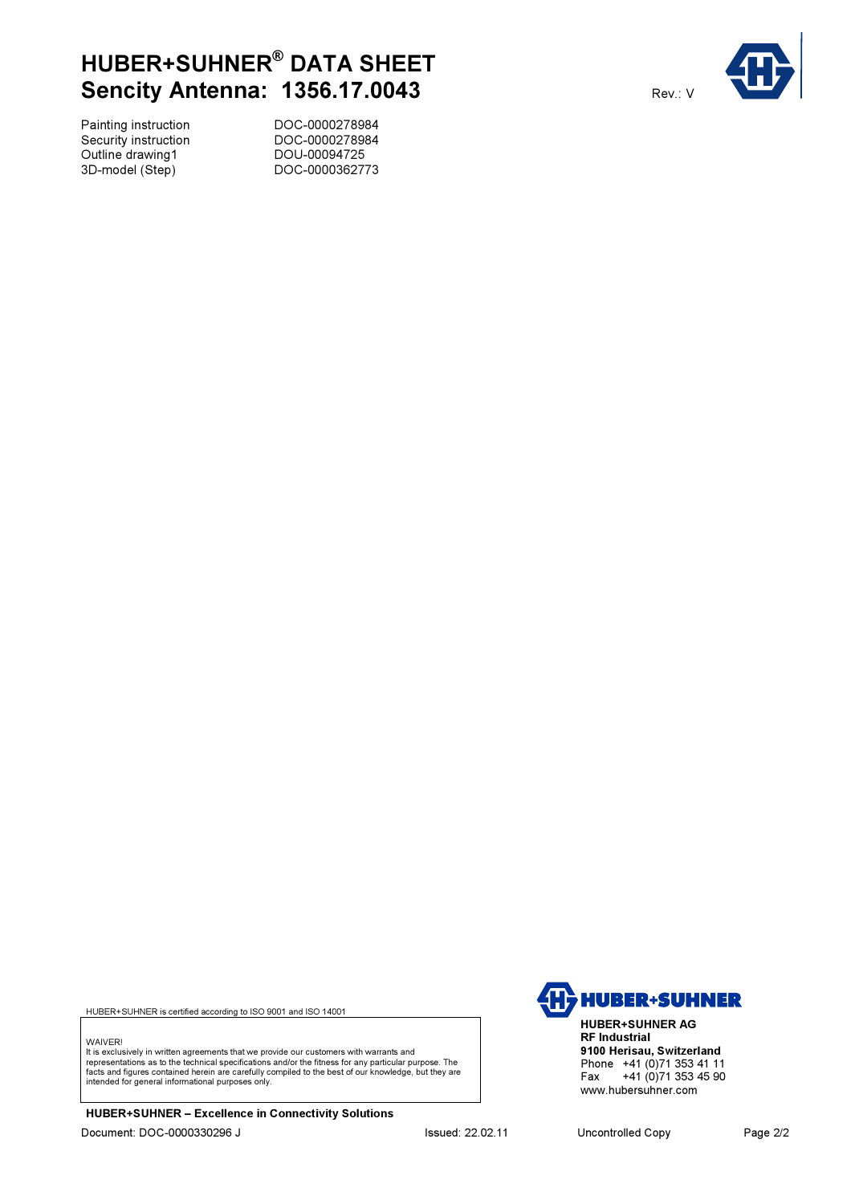# HUBER+SUHNER® DATA SHEET
## Sencity Antenna: 1356.17.0043

Rev.: V

| | |
|---|---|
| Painting instruction | DOC-0000278984 |
| Security instruction | DOC-0000278984 |
| Outline drawing1 | DOU-00094725 |
| 3D-model (Step) | DOC-0000362773 |

HUBER+SUHNER is certified according to ISO 9001 and ISO 14001

WAIVER!
It is exclusively in written agreements that we provide our customers with warrants and representations as to the technical specifications and/or the fitness for any particular purpose. The facts and figures contained herein are carefully compiled to the best of our knowledge, but they are intended for general informational purposes only.

**HUBER+SUHNER – Excellence in Connectivity Solutions**

**HUBER+SUHNER AG**
**RF Industrial**
**9100 Herisau, Switzerland**
Phone +41 (0)71 353 41 11
Fax +41 (0)71 353 45 90
www.hubersuhner.com

Document: DOC-0000330296 J    Issued: 22.02.11    Uncontrolled Copy